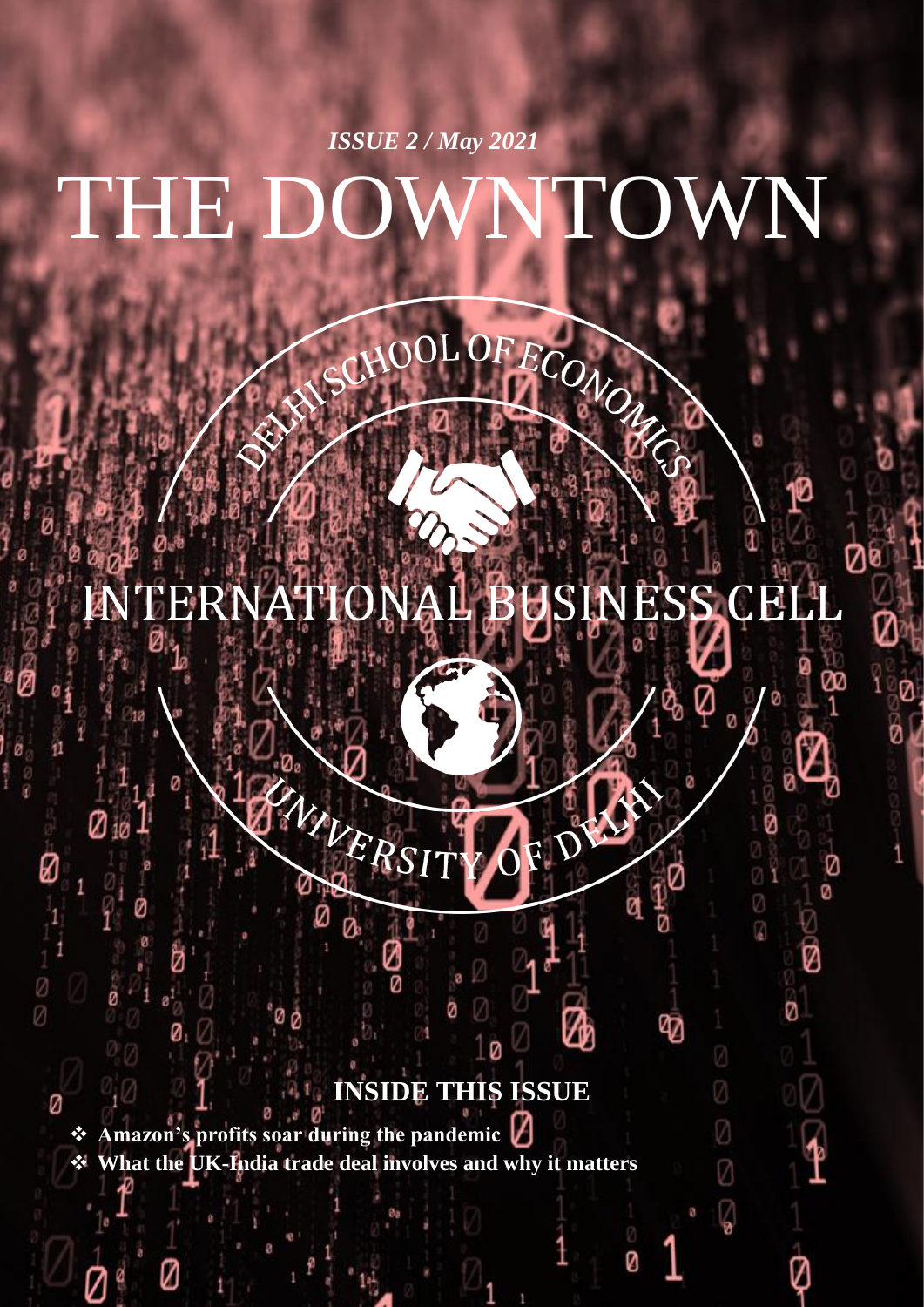*ISSUE 2 / May 2021*

# THE DOWNTOWN

DELHI SCHOOL OF ECONOMICS

INTERNATIONAL BUSINESS CELL

UNIVERSITY OF DELHI

## INSIDE THIS ISSUE

- **Amazon's profits soar during the pandemic**
- **What the UK-India trade deal involves and why it matters**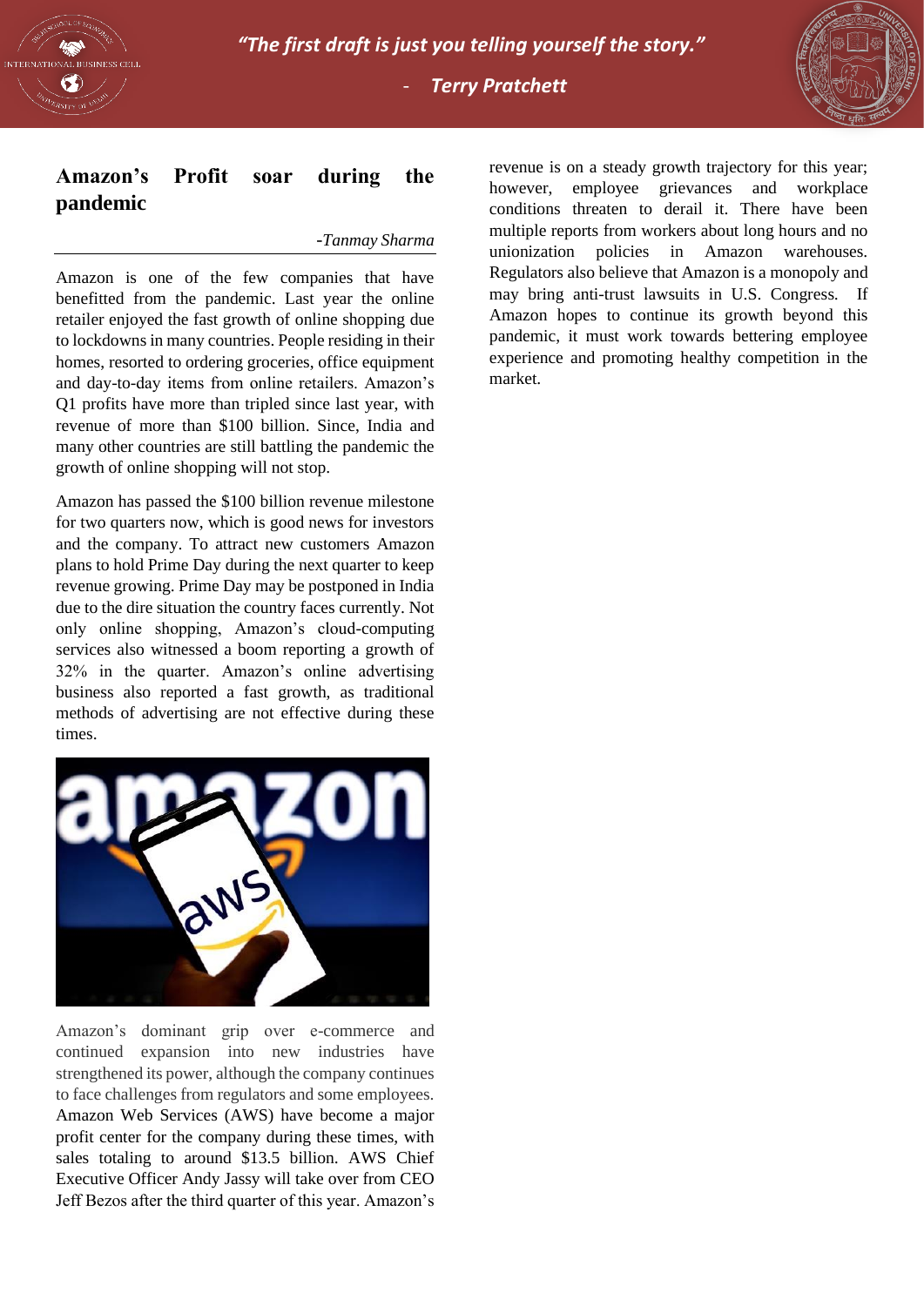## Amazon's Profit soar during the pandemic

*-Tanmay Sharma*

Amazon is one of the few companies that have benefitted from the pandemic. Last year the online retailer enjoyed the fast growth of online shopping due to lockdowns in many countries. People residing in their homes, resorted to ordering groceries, office equipment and day-to-day items from online retailers. Amazon's Q1 profits have more than tripled since last year, with revenue of more than \$100 billion. Since, India and many other countries are still battling the pandemic the growth of online shopping will not stop.

Amazon has passed the \$100 billion revenue milestone for two quarters now, which is good news for investors and the company. To attract new customers Amazon plans to hold Prime Day during the next quarter to keep revenue growing. Prime Day may be postponed in India due to the dire situation the country faces currently. Not only online shopping, Amazon's cloud-computing services also witnessed a boom reporting a growth of 32% in the quarter. Amazon's online advertising business also reported a fast growth, as traditional methods of advertising are not effective during these times.

Amazon's dominant grip over e-commerce and continued expansion into new industries have strengthened its power, although the company continues to face challenges from regulators and some employees. Amazon Web Services (AWS) have become a major profit center for the company during these times, with sales totaling to around \$13.5 billion. AWS Chief Executive Officer Andy Jassy will take over from CEO Jeff Bezos after the third quarter of this year. Amazon's revenue is on a steady growth trajectory for this year; however, employee grievances and workplace conditions threaten to derail it. There have been multiple reports from workers about long hours and no unionization policies in Amazon warehouses. Regulators also believe that Amazon is a monopoly and may bring anti-trust lawsuits in U.S. Congress. If Amazon hopes to continue its growth beyond this pandemic, it must work towards bettering employee experience and promoting healthy competition in the market.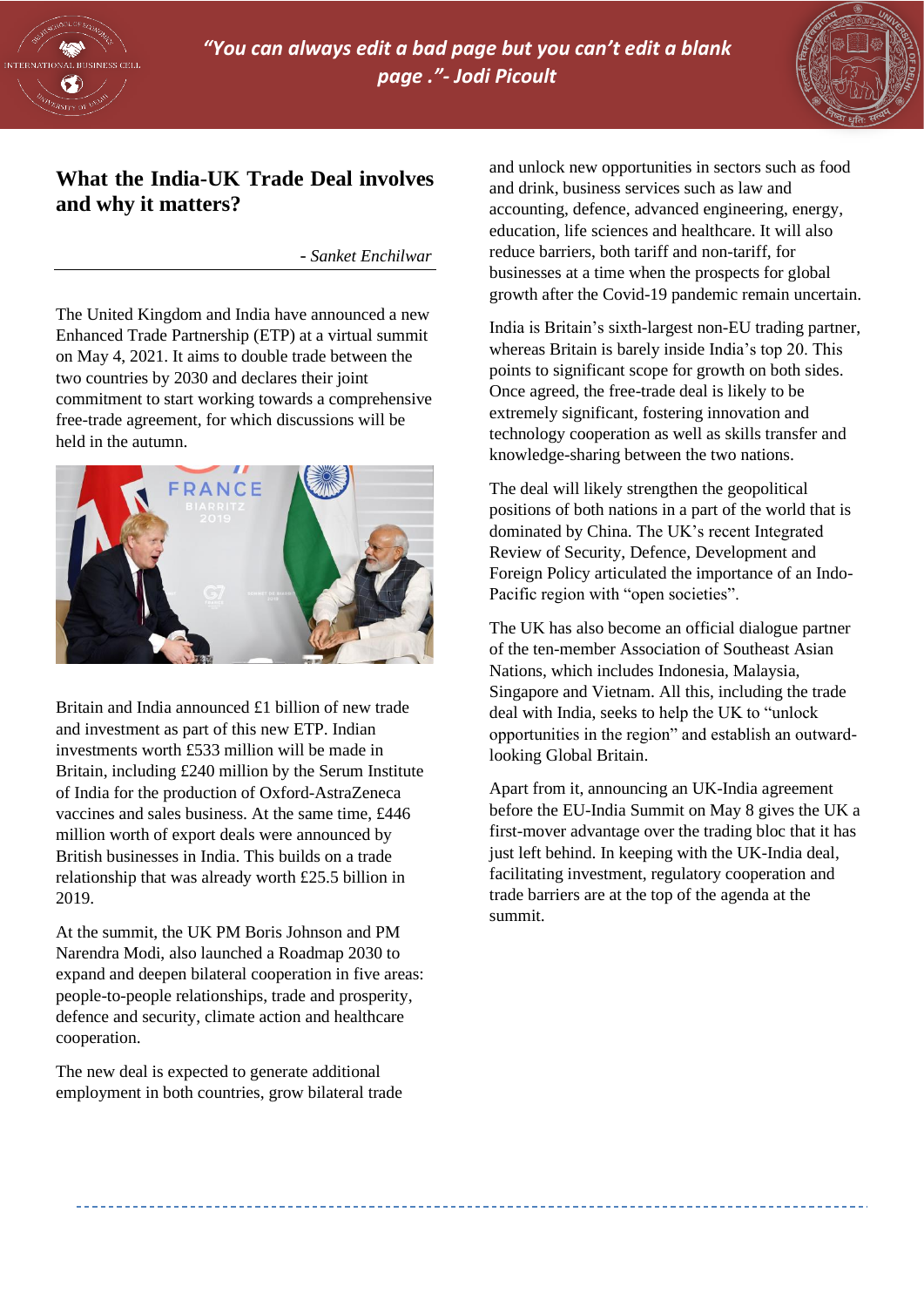"You can always edit a bad page but you can't edit a blank page ."- Jodi Picoult

## What the India-UK Trade Deal involves and why it matters?

*- Sanket Enchilwar*

The United Kingdom and India have announced a new Enhanced Trade Partnership (ETP) at a virtual summit on May 4, 2021. It aims to double trade between the two countries by 2030 and declares their joint commitment to start working towards a comprehensive free-trade agreement, for which discussions will be held in the autumn.

Britain and India announced £1 billion of new trade and investment as part of this new ETP. Indian investments worth £533 million will be made in Britain, including £240 million by the Serum Institute of India for the production of Oxford-AstraZeneca vaccines and sales business. At the same time, £446 million worth of export deals were announced by British businesses in India. This builds on a trade relationship that was already worth £25.5 billion in 2019.

At the summit, the UK PM Boris Johnson and PM Narendra Modi, also launched a Roadmap 2030 to expand and deepen bilateral cooperation in five areas: people-to-people relationships, trade and prosperity, defence and security, climate action and healthcare cooperation.

The new deal is expected to generate additional employment in both countries, grow bilateral trade and unlock new opportunities in sectors such as food and drink, business services such as law and accounting, defence, advanced engineering, energy, education, life sciences and healthcare. It will also reduce barriers, both tariff and non-tariff, for businesses at a time when the prospects for global growth after the Covid-19 pandemic remain uncertain.

India is Britain's sixth-largest non-EU trading partner, whereas Britain is barely inside India's top 20. This points to significant scope for growth on both sides. Once agreed, the free-trade deal is likely to be extremely significant, fostering innovation and technology cooperation as well as skills transfer and knowledge-sharing between the two nations.

The deal will likely strengthen the geopolitical positions of both nations in a part of the world that is dominated by China. The UK's recent Integrated Review of Security, Defence, Development and Foreign Policy articulated the importance of an Indo-Pacific region with "open societies".

The UK has also become an official dialogue partner of the ten-member Association of Southeast Asian Nations, which includes Indonesia, Malaysia, Singapore and Vietnam. All this, including the trade deal with India, seeks to help the UK to "unlock opportunities in the region" and establish an outward-looking Global Britain.

Apart from it, announcing an UK-India agreement before the EU-India Summit on May 8 gives the UK a first-mover advantage over the trading bloc that it has just left behind. In keeping with the UK-India deal, facilitating investment, regulatory cooperation and trade barriers are at the top of the agenda at the summit.